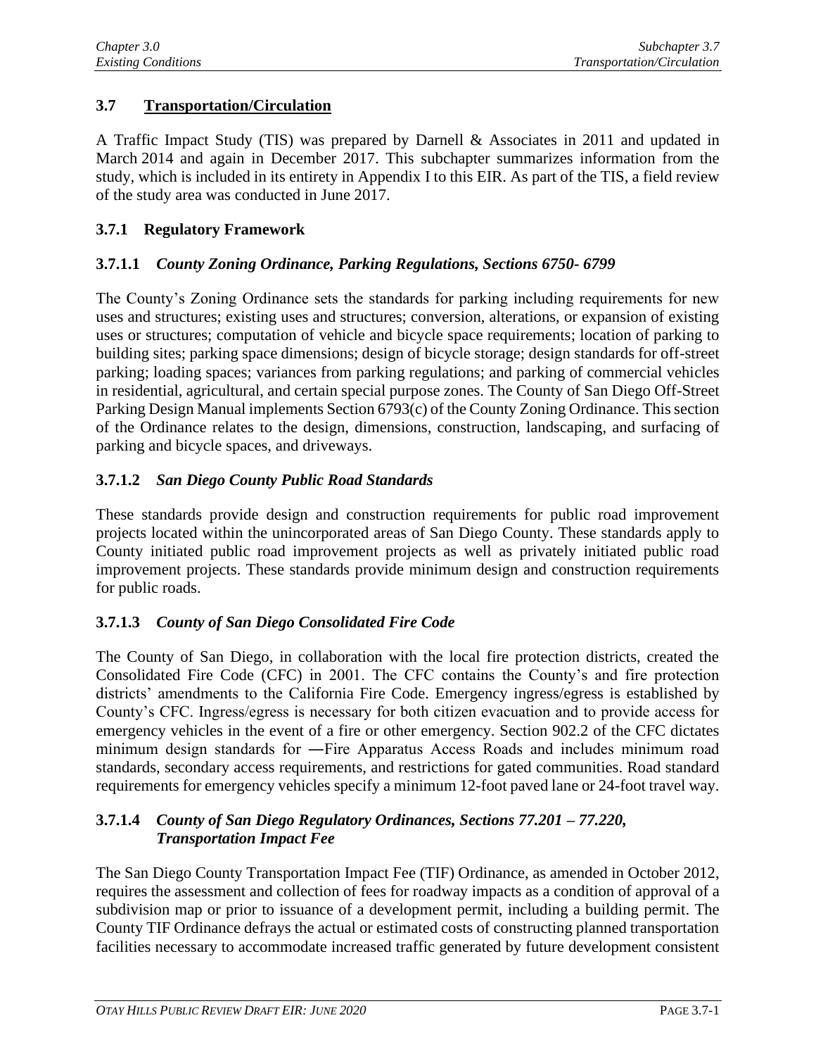## 3.7 Transportation/Circulation

A Traffic Impact Study (TIS) was prepared by Darnell & Associates in 2011 and updated in March 2014 and again in December 2017. This subchapter summarizes information from the study, which is included in its entirety in Appendix I to this EIR. As part of the TIS, a field review of the study area was conducted in June 2017.

### 3.7.1 Regulatory Framework

#### 3.7.1.1 *County Zoning Ordinance, Parking Regulations, Sections 6750- 6799*

The County's Zoning Ordinance sets the standards for parking including requirements for new uses and structures; existing uses and structures; conversion, alterations, or expansion of existing uses or structures; computation of vehicle and bicycle space requirements; location of parking to building sites; parking space dimensions; design of bicycle storage; design standards for off-street parking; loading spaces; variances from parking regulations; and parking of commercial vehicles in residential, agricultural, and certain special purpose zones. The County of San Diego Off-Street Parking Design Manual implements Section 6793(c) of the County Zoning Ordinance. This section of the Ordinance relates to the design, dimensions, construction, landscaping, and surfacing of parking and bicycle spaces, and driveways.

#### 3.7.1.2 *San Diego County Public Road Standards*

These standards provide design and construction requirements for public road improvement projects located within the unincorporated areas of San Diego County. These standards apply to County initiated public road improvement projects as well as privately initiated public road improvement projects. These standards provide minimum design and construction requirements for public roads.

#### 3.7.1.3 *County of San Diego Consolidated Fire Code*

The County of San Diego, in collaboration with the local fire protection districts, created the Consolidated Fire Code (CFC) in 2001. The CFC contains the County's and fire protection districts' amendments to the California Fire Code. Emergency ingress/egress is established by County's CFC. Ingress/egress is necessary for both citizen evacuation and to provide access for emergency vehicles in the event of a fire or other emergency. Section 902.2 of the CFC dictates minimum design standards for ―Fire Apparatus Access Roads and includes minimum road standards, secondary access requirements, and restrictions for gated communities. Road standard requirements for emergency vehicles specify a minimum 12-foot paved lane or 24-foot travel way.

#### 3.7.1.4 *County of San Diego Regulatory Ordinances, Sections 77.201 – 77.220, Transportation Impact Fee*

The San Diego County Transportation Impact Fee (TIF) Ordinance, as amended in October 2012, requires the assessment and collection of fees for roadway impacts as a condition of approval of a subdivision map or prior to issuance of a development permit, including a building permit. The County TIF Ordinance defrays the actual or estimated costs of constructing planned transportation facilities necessary to accommodate increased traffic generated by future development consistent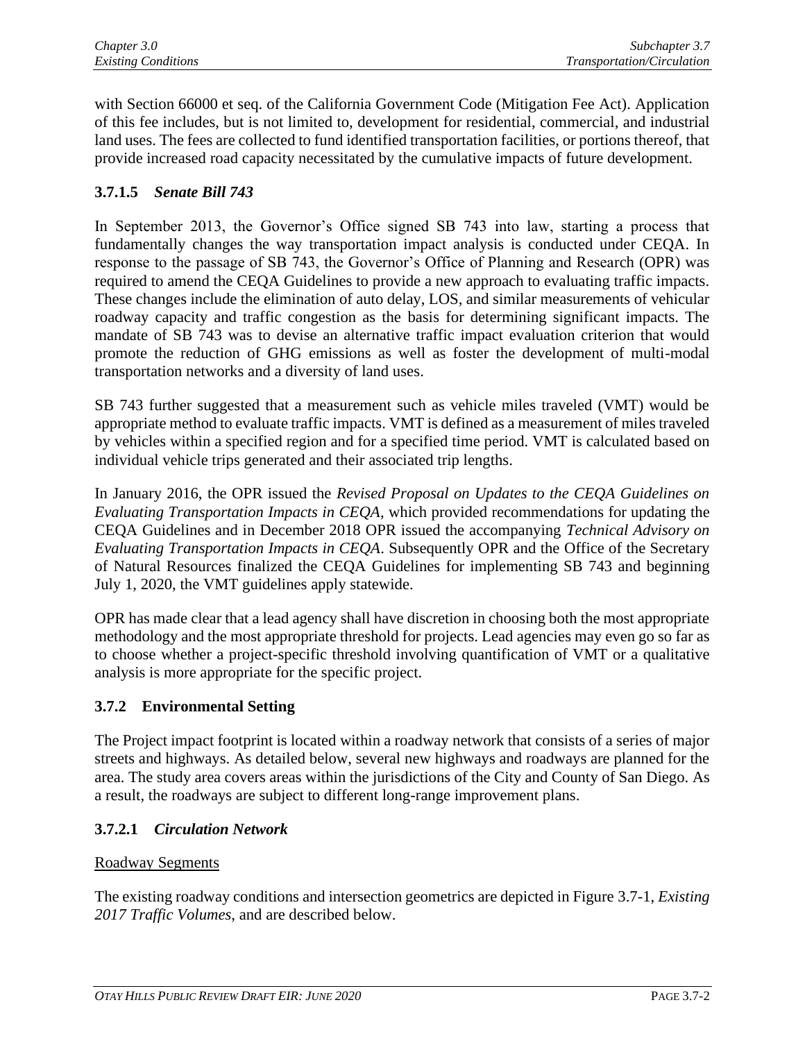with Section 66000 et seq. of the California Government Code (Mitigation Fee Act). Application of this fee includes, but is not limited to, development for residential, commercial, and industrial land uses. The fees are collected to fund identified transportation facilities, or portions thereof, that provide increased road capacity necessitated by the cumulative impacts of future development.

### 3.7.1.5 *Senate Bill 743*

In September 2013, the Governor's Office signed SB 743 into law, starting a process that fundamentally changes the way transportation impact analysis is conducted under CEQA. In response to the passage of SB 743, the Governor's Office of Planning and Research (OPR) was required to amend the CEQA Guidelines to provide a new approach to evaluating traffic impacts. These changes include the elimination of auto delay, LOS, and similar measurements of vehicular roadway capacity and traffic congestion as the basis for determining significant impacts. The mandate of SB 743 was to devise an alternative traffic impact evaluation criterion that would promote the reduction of GHG emissions as well as foster the development of multi-modal transportation networks and a diversity of land uses.

SB 743 further suggested that a measurement such as vehicle miles traveled (VMT) would be appropriate method to evaluate traffic impacts. VMT is defined as a measurement of miles traveled by vehicles within a specified region and for a specified time period. VMT is calculated based on individual vehicle trips generated and their associated trip lengths.

In January 2016, the OPR issued the *Revised Proposal on Updates to the CEQA Guidelines on Evaluating Transportation Impacts in CEQA*, which provided recommendations for updating the CEQA Guidelines and in December 2018 OPR issued the accompanying *Technical Advisory on Evaluating Transportation Impacts in CEQA*. Subsequently OPR and the Office of the Secretary of Natural Resources finalized the CEQA Guidelines for implementing SB 743 and beginning July 1, 2020, the VMT guidelines apply statewide.

OPR has made clear that a lead agency shall have discretion in choosing both the most appropriate methodology and the most appropriate threshold for projects. Lead agencies may even go so far as to choose whether a project-specific threshold involving quantification of VMT or a qualitative analysis is more appropriate for the specific project.

## 3.7.2 Environmental Setting

The Project impact footprint is located within a roadway network that consists of a series of major streets and highways. As detailed below, several new highways and roadways are planned for the area. The study area covers areas within the jurisdictions of the City and County of San Diego. As a result, the roadways are subject to different long-range improvement plans.

### 3.7.2.1 *Circulation Network*

Roadway Segments

The existing roadway conditions and intersection geometrics are depicted in Figure 3.7-1, *Existing 2017 Traffic Volumes*, and are described below.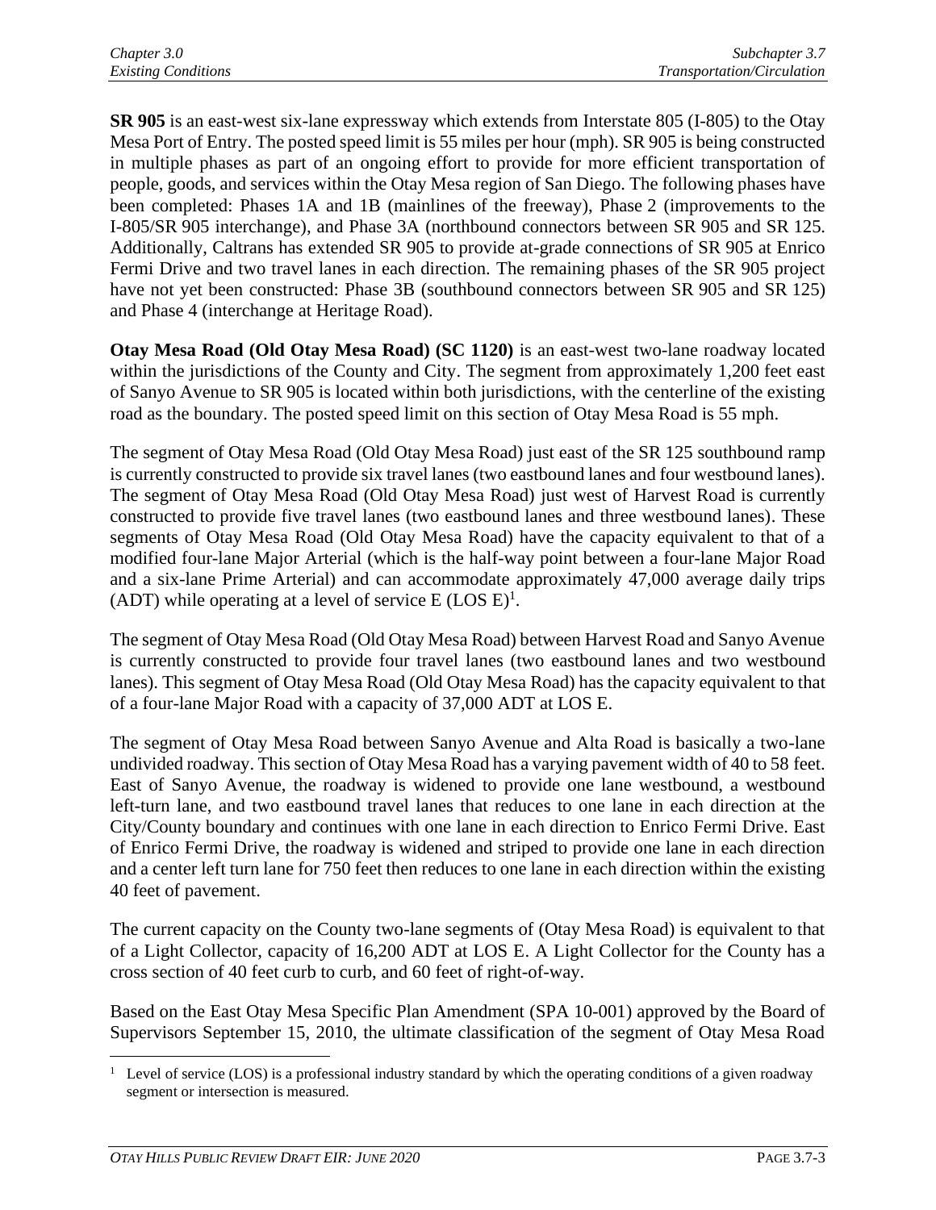**SR 905** is an east-west six-lane expressway which extends from Interstate 805 (I-805) to the Otay Mesa Port of Entry. The posted speed limit is 55 miles per hour (mph). SR 905 is being constructed in multiple phases as part of an ongoing effort to provide for more efficient transportation of people, goods, and services within the Otay Mesa region of San Diego. The following phases have been completed: Phases 1A and 1B (mainlines of the freeway), Phase 2 (improvements to the I-805/SR 905 interchange), and Phase 3A (northbound connectors between SR 905 and SR 125. Additionally, Caltrans has extended SR 905 to provide at-grade connections of SR 905 at Enrico Fermi Drive and two travel lanes in each direction. The remaining phases of the SR 905 project have not yet been constructed: Phase 3B (southbound connectors between SR 905 and SR 125) and Phase 4 (interchange at Heritage Road).

**Otay Mesa Road (Old Otay Mesa Road) (SC 1120)** is an east-west two-lane roadway located within the jurisdictions of the County and City. The segment from approximately 1,200 feet east of Sanyo Avenue to SR 905 is located within both jurisdictions, with the centerline of the existing road as the boundary. The posted speed limit on this section of Otay Mesa Road is 55 mph.

The segment of Otay Mesa Road (Old Otay Mesa Road) just east of the SR 125 southbound ramp is currently constructed to provide six travel lanes (two eastbound lanes and four westbound lanes). The segment of Otay Mesa Road (Old Otay Mesa Road) just west of Harvest Road is currently constructed to provide five travel lanes (two eastbound lanes and three westbound lanes). These segments of Otay Mesa Road (Old Otay Mesa Road) have the capacity equivalent to that of a modified four-lane Major Arterial (which is the half-way point between a four-lane Major Road and a six-lane Prime Arterial) and can accommodate approximately 47,000 average daily trips (ADT) while operating at a level of service E (LOS E)[1].

The segment of Otay Mesa Road (Old Otay Mesa Road) between Harvest Road and Sanyo Avenue is currently constructed to provide four travel lanes (two eastbound lanes and two westbound lanes). This segment of Otay Mesa Road (Old Otay Mesa Road) has the capacity equivalent to that of a four-lane Major Road with a capacity of 37,000 ADT at LOS E.

The segment of Otay Mesa Road between Sanyo Avenue and Alta Road is basically a two-lane undivided roadway. This section of Otay Mesa Road has a varying pavement width of 40 to 58 feet. East of Sanyo Avenue, the roadway is widened to provide one lane westbound, a westbound left-turn lane, and two eastbound travel lanes that reduces to one lane in each direction at the City/County boundary and continues with one lane in each direction to Enrico Fermi Drive. East of Enrico Fermi Drive, the roadway is widened and striped to provide one lane in each direction and a center left turn lane for 750 feet then reduces to one lane in each direction within the existing 40 feet of pavement.

The current capacity on the County two-lane segments of (Otay Mesa Road) is equivalent to that of a Light Collector, capacity of 16,200 ADT at LOS E. A Light Collector for the County has a cross section of 40 feet curb to curb, and 60 feet of right-of-way.

Based on the East Otay Mesa Specific Plan Amendment (SPA 10-001) approved by the Board of Supervisors September 15, 2010, the ultimate classification of the segment of Otay Mesa Road

[1] Level of service (LOS) is a professional industry standard by which the operating conditions of a given roadway segment or intersection is measured.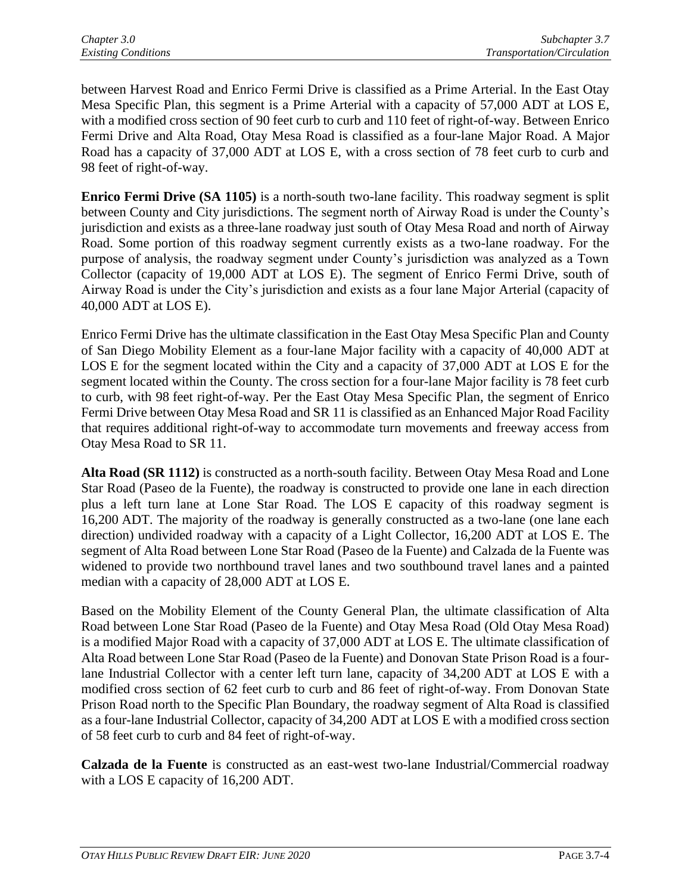between Harvest Road and Enrico Fermi Drive is classified as a Prime Arterial. In the East Otay Mesa Specific Plan, this segment is a Prime Arterial with a capacity of 57,000 ADT at LOS E, with a modified cross section of 90 feet curb to curb and 110 feet of right-of-way. Between Enrico Fermi Drive and Alta Road, Otay Mesa Road is classified as a four-lane Major Road. A Major Road has a capacity of 37,000 ADT at LOS E, with a cross section of 78 feet curb to curb and 98 feet of right-of-way.

**Enrico Fermi Drive (SA 1105)** is a north-south two-lane facility. This roadway segment is split between County and City jurisdictions. The segment north of Airway Road is under the County's jurisdiction and exists as a three-lane roadway just south of Otay Mesa Road and north of Airway Road. Some portion of this roadway segment currently exists as a two-lane roadway. For the purpose of analysis, the roadway segment under County's jurisdiction was analyzed as a Town Collector (capacity of 19,000 ADT at LOS E). The segment of Enrico Fermi Drive, south of Airway Road is under the City's jurisdiction and exists as a four lane Major Arterial (capacity of 40,000 ADT at LOS E).

Enrico Fermi Drive has the ultimate classification in the East Otay Mesa Specific Plan and County of San Diego Mobility Element as a four-lane Major facility with a capacity of 40,000 ADT at LOS E for the segment located within the City and a capacity of 37,000 ADT at LOS E for the segment located within the County. The cross section for a four-lane Major facility is 78 feet curb to curb, with 98 feet right-of-way. Per the East Otay Mesa Specific Plan, the segment of Enrico Fermi Drive between Otay Mesa Road and SR 11 is classified as an Enhanced Major Road Facility that requires additional right-of-way to accommodate turn movements and freeway access from Otay Mesa Road to SR 11.

**Alta Road (SR 1112)** is constructed as a north-south facility. Between Otay Mesa Road and Lone Star Road (Paseo de la Fuente), the roadway is constructed to provide one lane in each direction plus a left turn lane at Lone Star Road. The LOS E capacity of this roadway segment is 16,200 ADT. The majority of the roadway is generally constructed as a two-lane (one lane each direction) undivided roadway with a capacity of a Light Collector, 16,200 ADT at LOS E. The segment of Alta Road between Lone Star Road (Paseo de la Fuente) and Calzada de la Fuente was widened to provide two northbound travel lanes and two southbound travel lanes and a painted median with a capacity of 28,000 ADT at LOS E.

Based on the Mobility Element of the County General Plan, the ultimate classification of Alta Road between Lone Star Road (Paseo de la Fuente) and Otay Mesa Road (Old Otay Mesa Road) is a modified Major Road with a capacity of 37,000 ADT at LOS E. The ultimate classification of Alta Road between Lone Star Road (Paseo de la Fuente) and Donovan State Prison Road is a four-lane Industrial Collector with a center left turn lane, capacity of 34,200 ADT at LOS E with a modified cross section of 62 feet curb to curb and 86 feet of right-of-way. From Donovan State Prison Road north to the Specific Plan Boundary, the roadway segment of Alta Road is classified as a four-lane Industrial Collector, capacity of 34,200 ADT at LOS E with a modified cross section of 58 feet curb to curb and 84 feet of right-of-way.

**Calzada de la Fuente** is constructed as an east-west two-lane Industrial/Commercial roadway with a LOS E capacity of 16,200 ADT.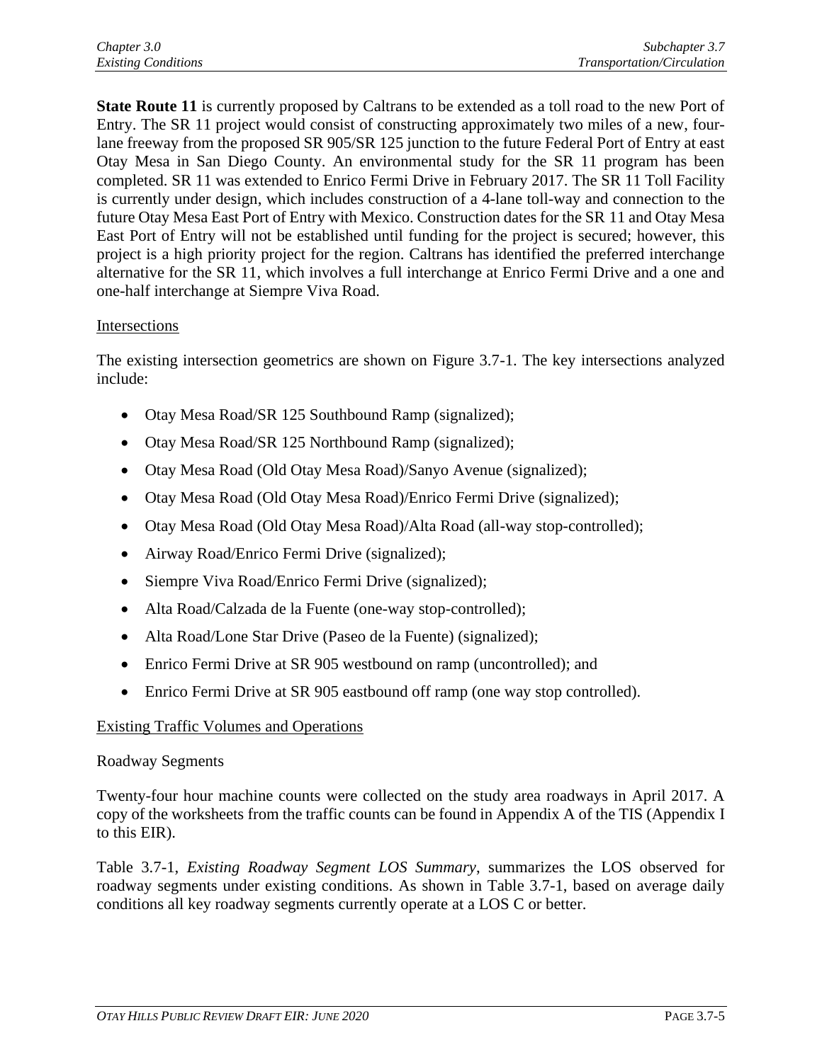**State Route 11** is currently proposed by Caltrans to be extended as a toll road to the new Port of Entry. The SR 11 project would consist of constructing approximately two miles of a new, four-lane freeway from the proposed SR 905/SR 125 junction to the future Federal Port of Entry at east Otay Mesa in San Diego County. An environmental study for the SR 11 program has been completed. SR 11 was extended to Enrico Fermi Drive in February 2017. The SR 11 Toll Facility is currently under design, which includes construction of a 4-lane toll-way and connection to the future Otay Mesa East Port of Entry with Mexico. Construction dates for the SR 11 and Otay Mesa East Port of Entry will not be established until funding for the project is secured; however, this project is a high priority project for the region. Caltrans has identified the preferred interchange alternative for the SR 11, which involves a full interchange at Enrico Fermi Drive and a one and one-half interchange at Siempre Viva Road.

<u>Intersections</u>

The existing intersection geometrics are shown on Figure 3.7-1. The key intersections analyzed include:

- Otay Mesa Road/SR 125 Southbound Ramp (signalized);
- Otay Mesa Road/SR 125 Northbound Ramp (signalized);
- Otay Mesa Road (Old Otay Mesa Road)/Sanyo Avenue (signalized);
- Otay Mesa Road (Old Otay Mesa Road)/Enrico Fermi Drive (signalized);
- Otay Mesa Road (Old Otay Mesa Road)/Alta Road (all-way stop-controlled);
- Airway Road/Enrico Fermi Drive (signalized);
- Siempre Viva Road/Enrico Fermi Drive (signalized);
- Alta Road/Calzada de la Fuente (one-way stop-controlled);
- Alta Road/Lone Star Drive (Paseo de la Fuente) (signalized);
- Enrico Fermi Drive at SR 905 westbound on ramp (uncontrolled); and
- Enrico Fermi Drive at SR 905 eastbound off ramp (one way stop controlled).

<u>Existing Traffic Volumes and Operations</u>

Roadway Segments

Twenty-four hour machine counts were collected on the study area roadways in April 2017. A copy of the worksheets from the traffic counts can be found in Appendix A of the TIS (Appendix I to this EIR).

Table 3.7-1, *Existing Roadway Segment LOS Summary*, summarizes the LOS observed for roadway segments under existing conditions. As shown in Table 3.7-1, based on average daily conditions all key roadway segments currently operate at a LOS C or better.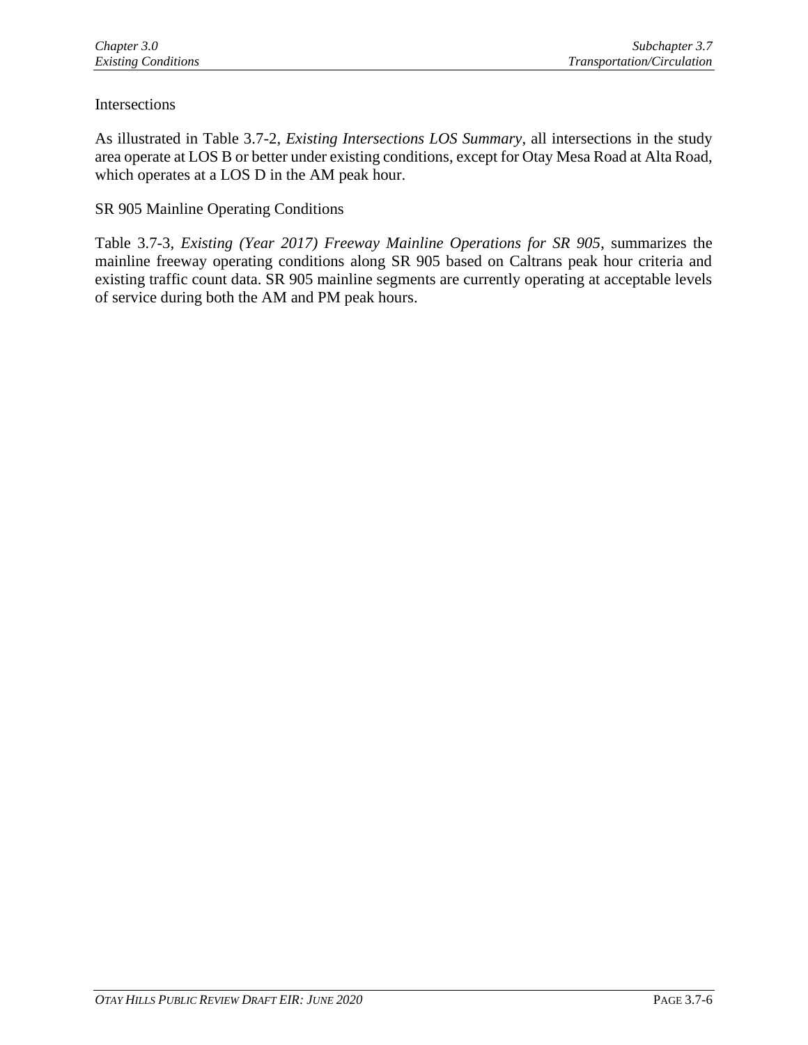Intersections

As illustrated in Table 3.7-2, *Existing Intersections LOS Summary*, all intersections in the study area operate at LOS B or better under existing conditions, except for Otay Mesa Road at Alta Road, which operates at a LOS D in the AM peak hour.

SR 905 Mainline Operating Conditions

Table 3.7-3, *Existing (Year 2017) Freeway Mainline Operations for SR 905*, summarizes the mainline freeway operating conditions along SR 905 based on Caltrans peak hour criteria and existing traffic count data. SR 905 mainline segments are currently operating at acceptable levels of service during both the AM and PM peak hours.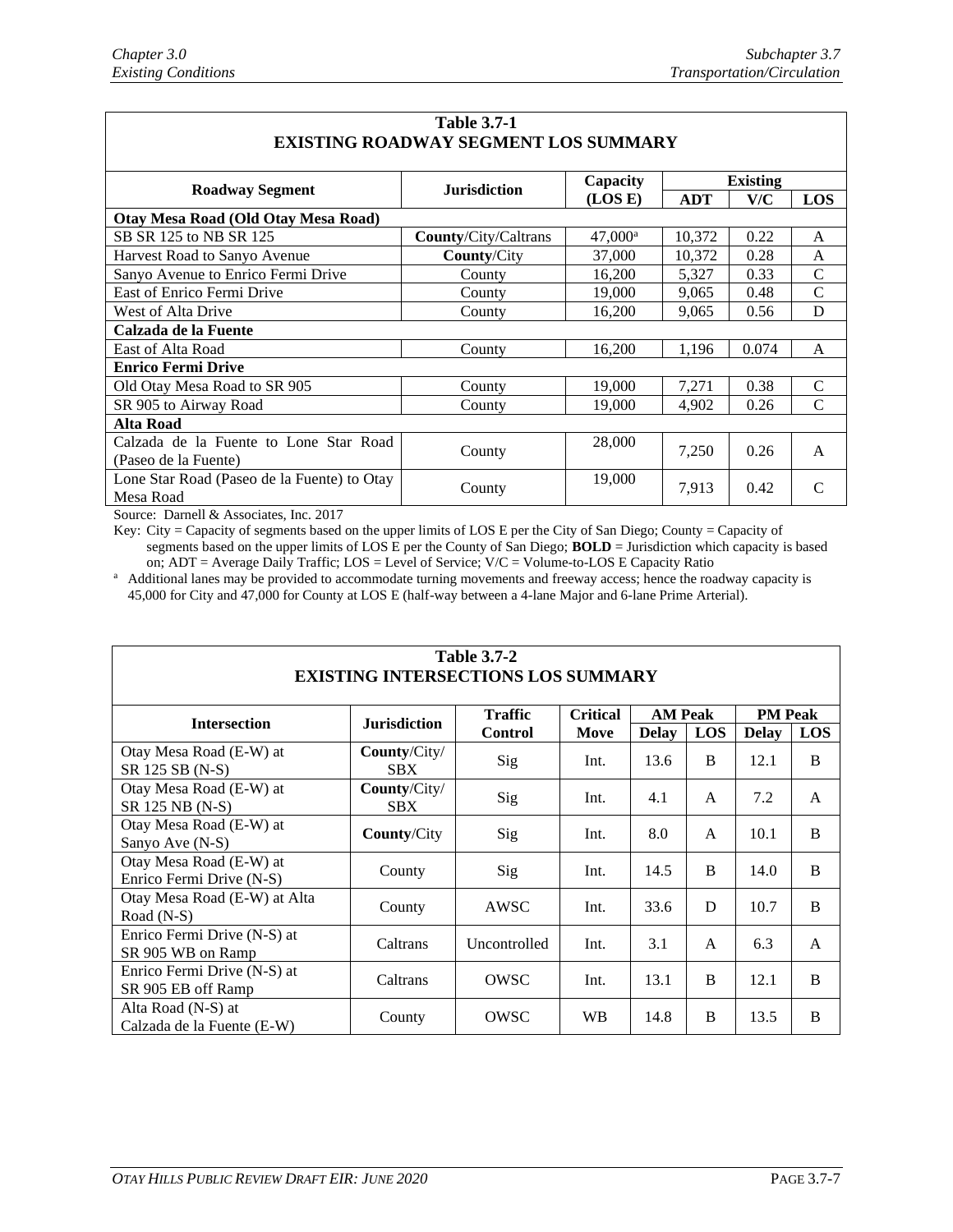**Table 3.7-1**
**EXISTING ROADWAY SEGMENT LOS SUMMARY**

| Roadway Segment | Jurisdiction | Capacity (LOS E) | Existing | | |
|---|---|---|---|---|---|
| | | | ADT | V/C | LOS |
| **Otay Mesa Road (Old Otay Mesa Road)** | | | | | |
| SB SR 125 to NB SR 125 | **County**/City/Caltrans | 47,000[a] | 10,372 | 0.22 | A |
| Harvest Road to Sanyo Avenue | **County**/City | 37,000 | 10,372 | 0.28 | A |
| Sanyo Avenue to Enrico Fermi Drive | County | 16,200 | 5,327 | 0.33 | C |
| East of Enrico Fermi Drive | County | 19,000 | 9,065 | 0.48 | C |
| West of Alta Drive | County | 16,200 | 9,065 | 0.56 | D |
| **Calzada de la Fuente** | | | | | |
| East of Alta Road | County | 16,200 | 1,196 | 0.074 | A |
| **Enrico Fermi Drive** | | | | | |
| Old Otay Mesa Road to SR 905 | County | 19,000 | 7,271 | 0.38 | C |
| SR 905 to Airway Road | County | 19,000 | 4,902 | 0.26 | C |
| **Alta Road** | | | | | |
| Calzada de la Fuente to Lone Star Road (Paseo de la Fuente) | County | 28,000 | 7,250 | 0.26 | A |
| Lone Star Road (Paseo de la Fuente) to Otay Mesa Road | County | 19,000 | 7,913 | 0.42 | C |

Source: Darnell & Associates, Inc. 2017

Key: City = Capacity of segments based on the upper limits of LOS E per the City of San Diego; County = Capacity of segments based on the upper limits of LOS E per the County of San Diego; **BOLD** = Jurisdiction which capacity is based on; ADT = Average Daily Traffic; LOS = Level of Service; V/C = Volume-to-LOS E Capacity Ratio

[a] Additional lanes may be provided to accommodate turning movements and freeway access; hence the roadway capacity is 45,000 for City and 47,000 for County at LOS E (half-way between a 4-lane Major and 6-lane Prime Arterial).

**Table 3.7-2**
**EXISTING INTERSECTIONS LOS SUMMARY**

| Intersection | Jurisdiction | Traffic Control | Critical Move | AM Peak | | PM Peak | |
|---|---|---|---|---|---|---|---|
| | | | | Delay | LOS | Delay | LOS |
| Otay Mesa Road (E-W) at SR 125 SB (N-S) | **County**/City/ SBX | Sig | Int. | 13.6 | B | 12.1 | B |
| Otay Mesa Road (E-W) at SR 125 NB (N-S) | **County**/City/ SBX | Sig | Int. | 4.1 | A | 7.2 | A |
| Otay Mesa Road (E-W) at Sanyo Ave (N-S) | **County**/City | Sig | Int. | 8.0 | A | 10.1 | B |
| Otay Mesa Road (E-W) at Enrico Fermi Drive (N-S) | County | Sig | Int. | 14.5 | B | 14.0 | B |
| Otay Mesa Road (E-W) at Alta Road (N-S) | County | AWSC | Int. | 33.6 | D | 10.7 | B |
| Enrico Fermi Drive (N-S) at SR 905 WB on Ramp | Caltrans | Uncontrolled | Int. | 3.1 | A | 6.3 | A |
| Enrico Fermi Drive (N-S) at SR 905 EB off Ramp | Caltrans | OWSC | Int. | 13.1 | B | 12.1 | B |
| Alta Road (N-S) at Calzada de la Fuente (E-W) | County | OWSC | WB | 14.8 | B | 13.5 | B |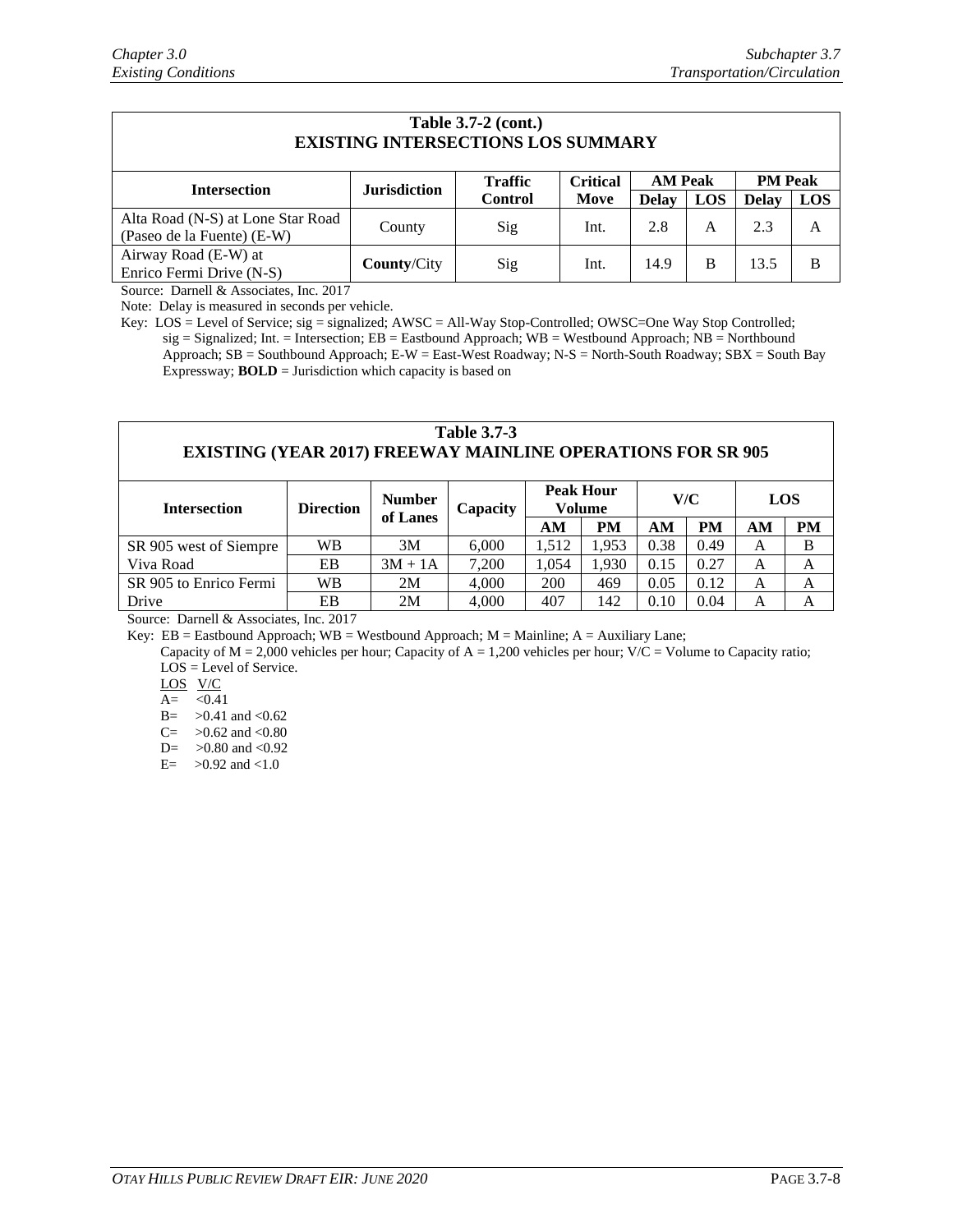| Table 3.7-2 (cont.) EXISTING INTERSECTIONS LOS SUMMARY | | | | | | | |
|---|---|---|---|---|---|---|---|
| **Intersection** | **Jurisdiction** | **Traffic Control** | **Critical Move** | **AM Peak** | | **PM Peak** | |
| | | | | **Delay** | **LOS** | **Delay** | **LOS** |
| Alta Road (N-S) at Lone Star Road (Paseo de la Fuente) (E-W) | County | Sig | Int. | 2.8 | A | 2.3 | A |
| Airway Road (E-W) at Enrico Fermi Drive (N-S) | **County**/City | Sig | Int. | 14.9 | B | 13.5 | B |

Source: Darnell & Associates, Inc. 2017

Note: Delay is measured in seconds per vehicle.

Key: LOS = Level of Service; sig = signalized; AWSC = All-Way Stop-Controlled; OWSC=One Way Stop Controlled; sig = Signalized; Int. = Intersection; EB = Eastbound Approach; WB = Westbound Approach; NB = Northbound Approach; SB = Southbound Approach; E-W = East-West Roadway; N-S = North-South Roadway; SBX = South Bay Expressway; **BOLD** = Jurisdiction which capacity is based on

| Table 3.7-3 EXISTING (YEAR 2017) FREEWAY MAINLINE OPERATIONS FOR SR 905 | | | | | | | | | |
|---|---|---|---|---|---|---|---|---|---|
| **Intersection** | **Direction** | **Number of Lanes** | **Capacity** | **Peak Hour Volume** | | **V/C** | | **LOS** | |
| | | | | **AM** | **PM** | **AM** | **PM** | **AM** | **PM** |
| SR 905 west of Siempre Viva Road | WB | 3M | 6,000 | 1,512 | 1,953 | 0.38 | 0.49 | A | B |
| | EB | 3M + 1A | 7,200 | 1,054 | 1,930 | 0.15 | 0.27 | A | A |
| SR 905 to Enrico Fermi Drive | WB | 2M | 4,000 | 200 | 469 | 0.05 | 0.12 | A | A |
| | EB | 2M | 4,000 | 407 | 142 | 0.10 | 0.04 | A | A |

Source: Darnell & Associates, Inc. 2017

Key: EB = Eastbound Approach; WB = Westbound Approach; M = Mainline; A = Auxiliary Lane;
Capacity of M = 2,000 vehicles per hour; Capacity of A = 1,200 vehicles per hour; V/C = Volume to Capacity ratio; LOS = Level of Service.

| LOS | V/C |
|---|---|
| A= | <0.41 |
| B= | >0.41 and <0.62 |
| C= | >0.62 and <0.80 |
| D= | >0.80 and <0.92 |
| E= | >0.92 and <1.0 |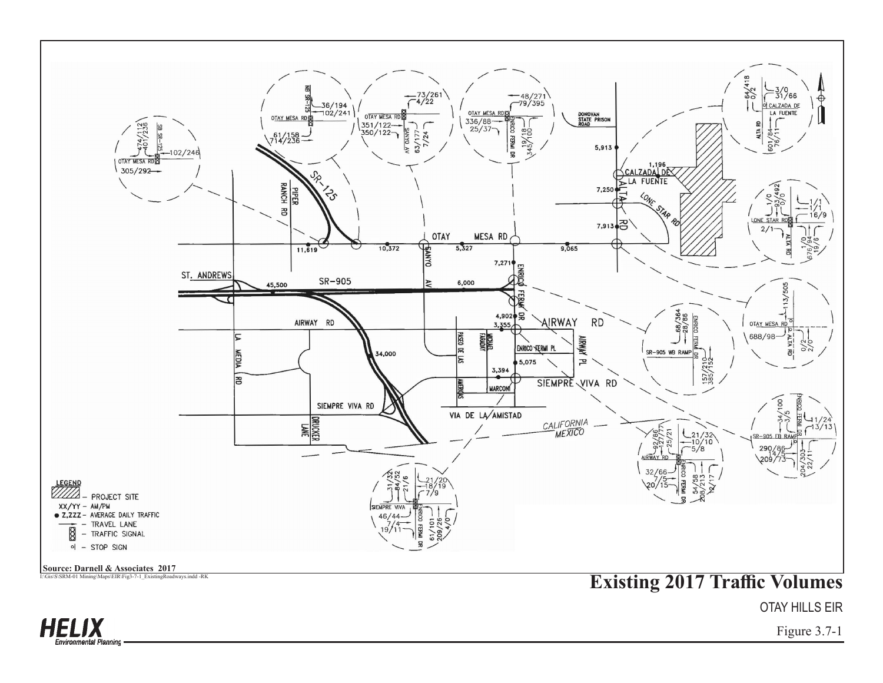OTAY MESA RD

SR-905

AIRWAY RD

SIEMPRE VIVA RD

VIA DE LA AMISTAD

CALIFORNIA

MEXICO

ENRICO FERMI DR

ALTA RD

LONE STAR RD

CALZADA DE LA FUENTE

DONOVAN STATE PRISON ROAD

SR-125

PIPER RANCH RD

SANYO AV

ST. ANDREWS

LA MEDIA RD

DRUCKER LANE

PASEO DE LAS AMERICAS

MICHAEL FARADAY

ENRICO FERMI PL

AIRWAY PL

MARCONI

11,619

10,372

5,327

9,065

7,271

6,000

45,500

34,000

4,902

3,355

5,075

3,394

5,913

1,196

7,250

7,913

SB SR-125 / OTAY MESA RD: 474/112, 401/236, 102/246, 305/292

NB SR-125 / OTAY MESA RD: 36/194, 102/241, 61/158, 714/236

OTAY MESA RD / SANYO AV: 73/261, 4/22, 351/122, 350/122, 63/177, 7/24

OTAY MESA RD / ENRICO FERMI DR: 48/271, 79/395, 336/88, 25/37, 19/18, 345/100

ALTA RD / CALZADA DE LA FUENTE: 64/418, 0/2, 3/0, 31/66, 601/84, 76/11

LONE STAR RD / ALTA RD: 1/0, 93/492, 0/0, 1/1, 1/1, 16/9, 2/1, 1/0, 676/94, 19/6

OTAY MESA RD / ALTA RD: 113/505, 688/98, 0/2, 2/0

SR-905 WB RAMP / ENRICO FERMI DR: 68/364, 28/86, 157/210, 385/152

SR-905 EB RAMP / ENRICO FERMI DR: 34/100, 3/5, 1/24, 13/13, 290/86, 14/3, 209/73, 204/303, 22/11

AIRWAY RD / ENRICO FERMI DR: 92/66, 127/77, 25/21, 21/32, 10/10, 5/8, 32/66, 7/5, 20/15, 54/58, 208/213, 12/17

SIEMPRE VIVA / ENRICO FERMI DR: 31/32, 84/52, 21/6, 21/20, 18/19, 7/9, 46/44, 7/4, 19/11, 61/101, 209/26, 4/0

LEGEND

- PROJECT SITE
- XX/YY – AM/PM
- Z,ZZZ – AVERAGE DAILY TRAFFIC
- TRAVEL LANE
- TRAFFIC SIGNAL
- STOP SIGN

**Source: Darnell & Associates 2017**

I:\Gis\S\SRM-01 Mining\Maps\EIR\Fig3-7-1_ExistingRoadways.indd -RK

# Existing 2017 Traffic Volumes

OTAY HILLS EIR

Figure 3.7-1

HELIX Environmental Planning